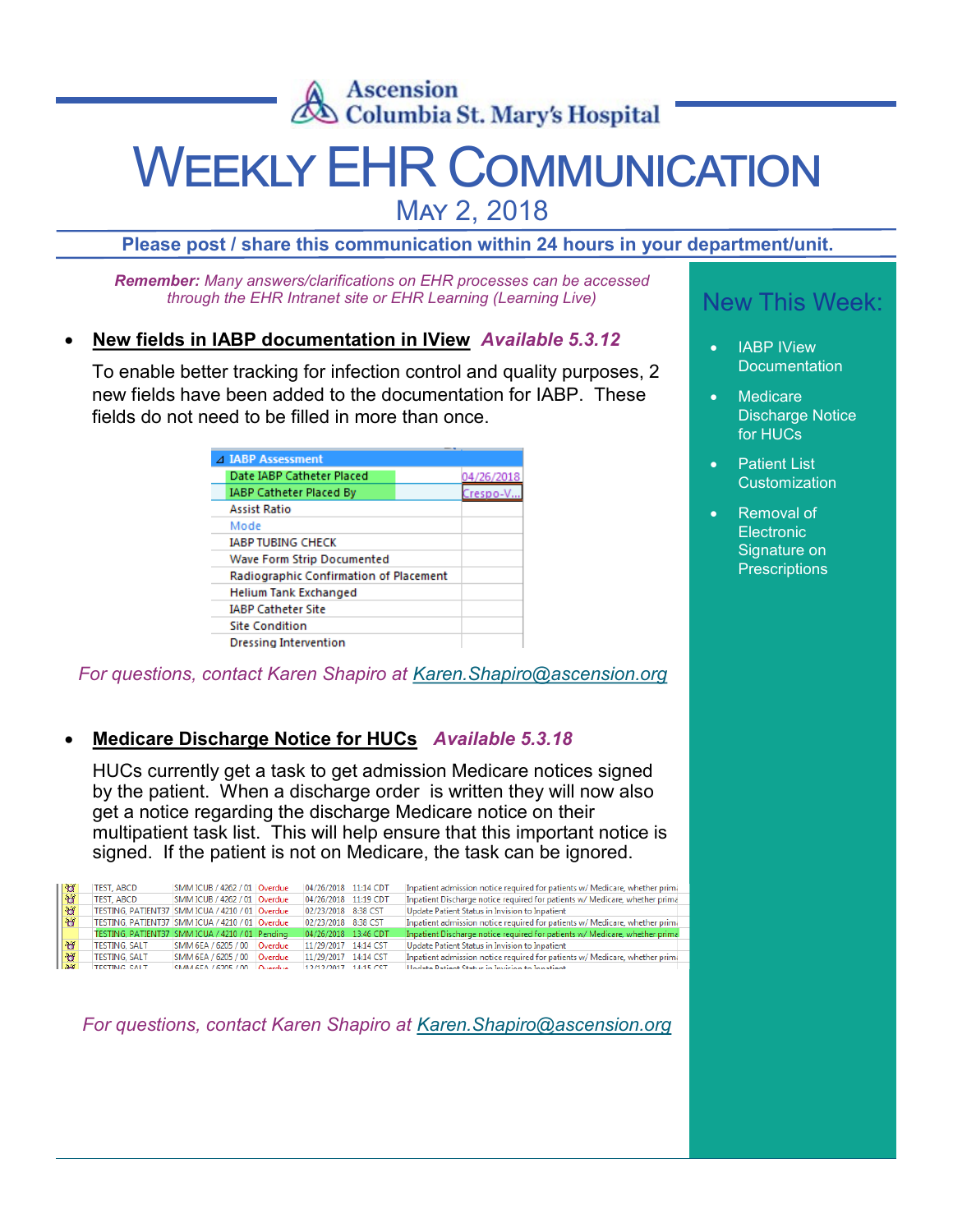# Ascension Columbia St. Mary's Hospital

# WEEKLY EHR COMMUNICATION

## MAY 2, 2018

**Please post / share this communication within 24 hours in your department/unit.**

***Remember:*** *Many answers/clarifications on EHR processes can be accessed through the EHR Intranet site or EHR Learning (Learning Live)*

- **New fields in IABP documentation in IView** ***Available 5.3.12***

  To enable better tracking for infection control and quality purposes, 2 new fields have been added to the documentation for IABP. These fields do not need to be filled in more than once.

| IABP Assessment | |
|---|---|
| Date IABP Catheter Placed | 04/26/2018 |
| IABP Catheter Placed By | Crespo-V... |
| Assist Ratio | |
| Mode | |
| IABP TUBING CHECK | |
| Wave Form Strip Documented | |
| Radiographic Confirmation of Placement | |
| Helium Tank Exchanged | |
| IABP Catheter Site | |
| Site Condition | |
| Dressing Intervention | |

*For questions, contact Karen Shapiro at Karen.Shapiro@ascension.org*

- **Medicare Discharge Notice for HUCs** ***Available 5.3.18***

  HUCs currently get a task to get admission Medicare notices signed by the patient. When a discharge order is written they will now also get a notice regarding the discharge Medicare notice on their multipatient task list. This will help ensure that this important notice is signed. If the patient is not on Medicare, the task can be ignored.

| | | | | | |
|---|---|---|---|---|---|
| TEST, ABCD | SMM ICUB / 4262 / 01 | Overdue | 04/26/2018 | 11:14 CDT | Inpatient admission notice required for patients w/ Medicare, whether prim |
| TEST, ABCD | SMM ICUB / 4262 / 01 | Overdue | 04/26/2018 | 11:19 CDT | Inpatient Discharge notice required for patients w/ Medicare, whether prima |
| TESTING, PATIENT37 | SMM ICUA / 4210 / 01 | Overdue | 02/23/2018 | 8:38 CST | Update Patient Status in Invision to Inpatient |
| TESTING, PATIENT37 | SMM ICUA / 4210 / 01 | Overdue | 02/23/2018 | 8:38 CST | Inpatient admission notice required for patients w/ Medicare, whether prim |
| TESTING, PATIENT37 | SMM ICUA / 4210 / 01 | Pending | 04/26/2018 | 13:46 CDT | Inpatient Discharge notice required for patients w/ Medicare, whether prime |
| TESTING, SALT | SMM 6EA / 6205 / 00 | Overdue | 11/29/2017 | 14:14 CST | Update Patient Status in Invision to Inpatient |
| TESTING, SALT | SMM 6EA / 6205 / 00 | Overdue | 11/29/2017 | 14:14 CST | Inpatient admission notice required for patients w/ Medicare, whether prim |

*For questions, contact Karen Shapiro at Karen.Shapiro@ascension.org*

## New This Week:

- IABP IView Documentation
- Medicare Discharge Notice for HUCs
- Patient List Customization
- Removal of Electronic Signature on Prescriptions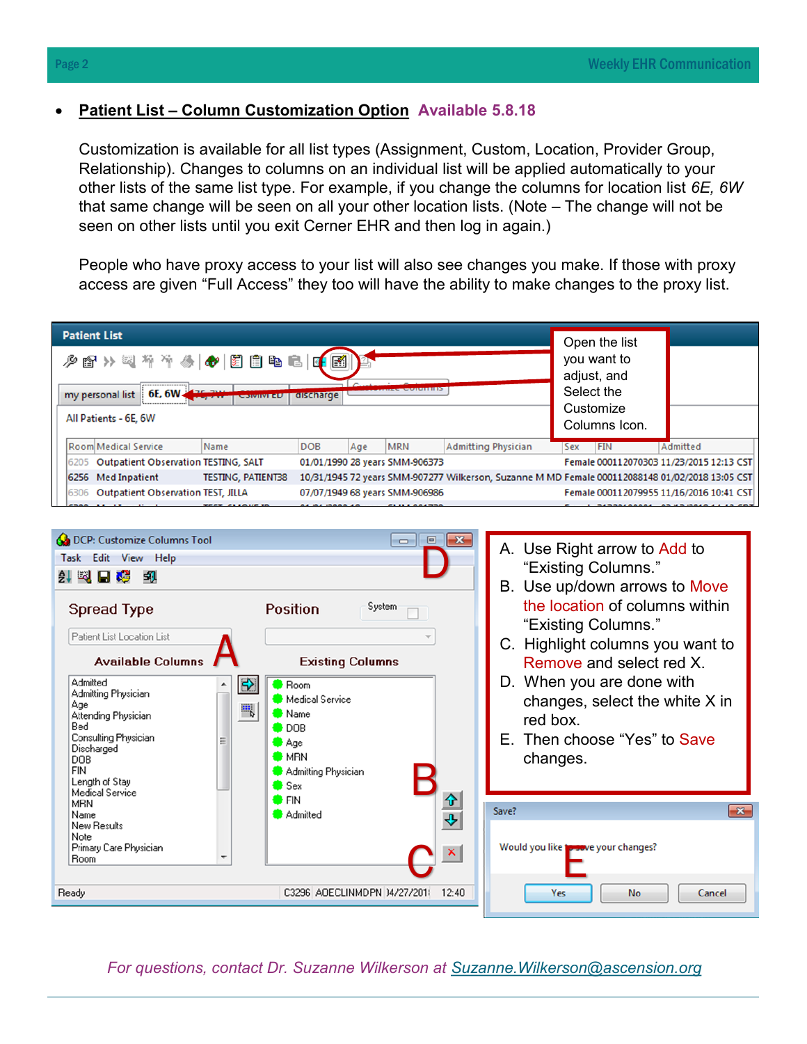- **Patient List – Column Customization Option** **Available 5.8.18**

  Customization is available for all list types (Assignment, Custom, Location, Provider Group, Relationship). Changes to columns on an individual list will be applied automatically to your other lists of the same list type. For example, if you change the columns for location list *6E, 6W* that same change will be seen on all your other location lists. (Note – The change will not be seen on other lists until you exit Cerner EHR and then log in again.)

  People who have proxy access to your list will also see changes you make. If those with proxy access are given "Full Access" they too will have the ability to make changes to the proxy list.

Open the list you want to adjust, and Select the Customize Columns Icon.

A. Use Right arrow to Add to "Existing Columns."
B. Use up/down arrows to Move the location of columns within "Existing Columns."
C. Highlight columns you want to Remove and select red X.
D. When you are done with changes, select the white X in red box.
E. Then choose "Yes" to Save changes.

*For questions, contact Dr. Suzanne Wilkerson at* Suzanne.Wilkerson@ascension.org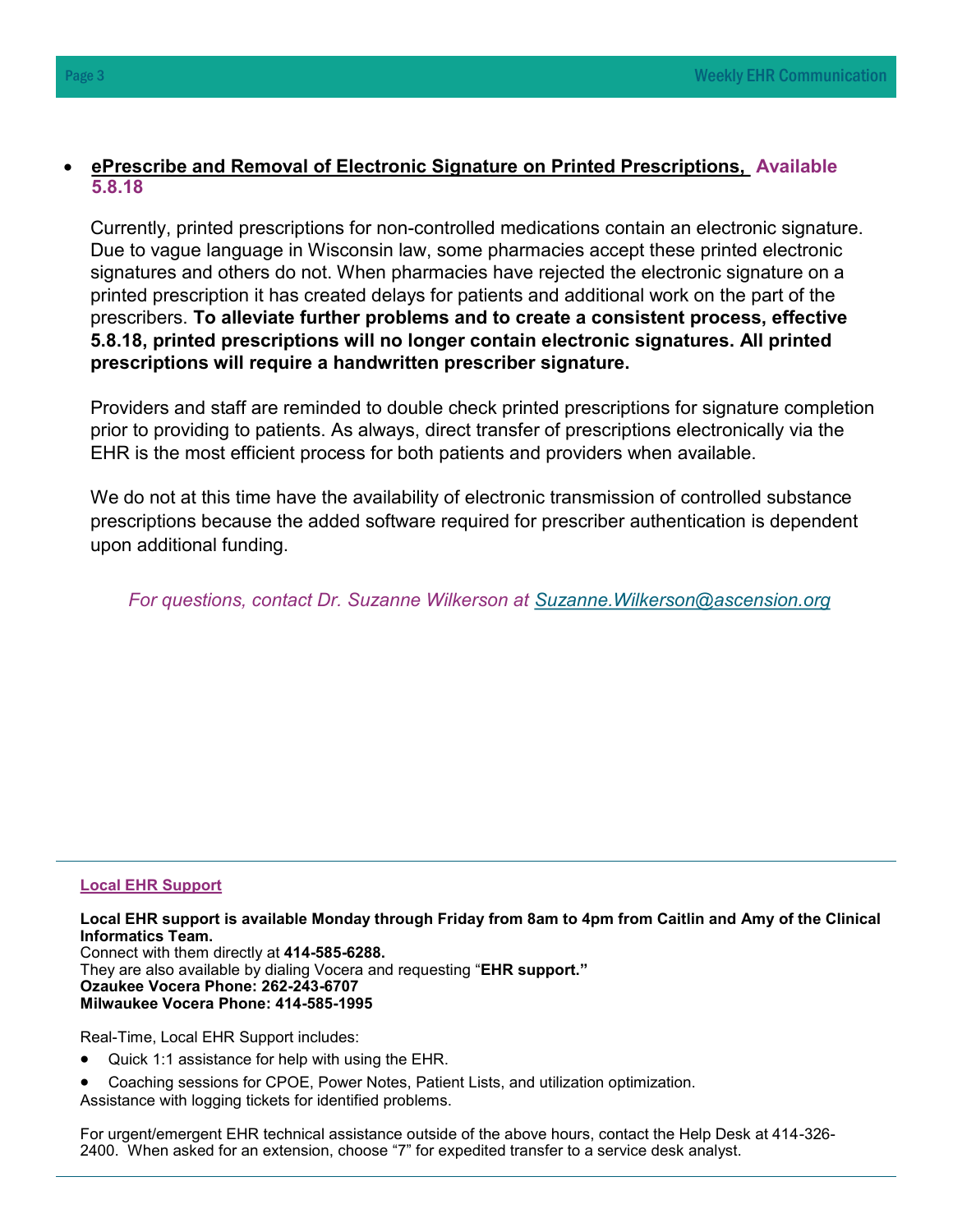- **ePrescribe and Removal of Electronic Signature on Printed Prescriptions, Available 5.8.18**

  Currently, printed prescriptions for non-controlled medications contain an electronic signature. Due to vague language in Wisconsin law, some pharmacies accept these printed electronic signatures and others do not. When pharmacies have rejected the electronic signature on a printed prescription it has created delays for patients and additional work on the part of the prescribers. **To alleviate further problems and to create a consistent process, effective 5.8.18, printed prescriptions will no longer contain electronic signatures. All printed prescriptions will require a handwritten prescriber signature.**

  Providers and staff are reminded to double check printed prescriptions for signature completion prior to providing to patients. As always, direct transfer of prescriptions electronically via the EHR is the most efficient process for both patients and providers when available.

  We do not at this time have the availability of electronic transmission of controlled substance prescriptions because the added software required for prescriber authentication is dependent upon additional funding.

  *For questions, contact Dr. Suzanne Wilkerson at Suzanne.Wilkerson@ascension.org*

---

**Local EHR Support**

**Local EHR support is available Monday through Friday from 8am to 4pm from Caitlin and Amy of the Clinical Informatics Team.**
Connect with them directly at **414-585-6288.**
They are also available by dialing Vocera and requesting "**EHR support.**"
**Ozaukee Vocera Phone: 262-243-6707**
**Milwaukee Vocera Phone: 414-585-1995**

Real-Time, Local EHR Support includes:

- Quick 1:1 assistance for help with using the EHR.
- Coaching sessions for CPOE, Power Notes, Patient Lists, and utilization optimization.

Assistance with logging tickets for identified problems.

For urgent/emergent EHR technical assistance outside of the above hours, contact the Help Desk at 414-326-2400. When asked for an extension, choose "7" for expedited transfer to a service desk analyst.